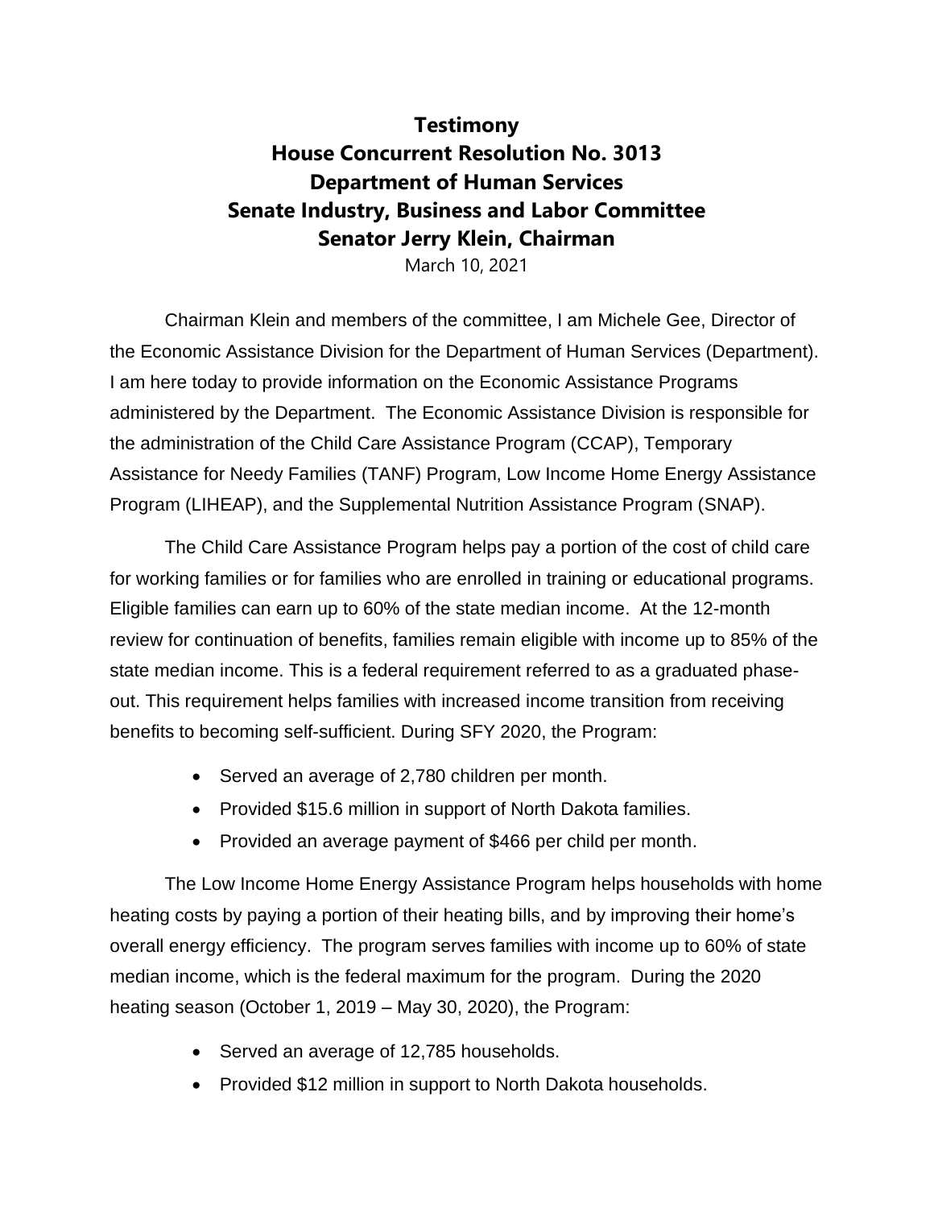# Testimony
# House Concurrent Resolution No. 3013
# Department of Human Services
# Senate Industry, Business and Labor Committee
# Senator Jerry Klein, Chairman

March 10, 2021

Chairman Klein and members of the committee, I am Michele Gee, Director of the Economic Assistance Division for the Department of Human Services (Department). I am here today to provide information on the Economic Assistance Programs administered by the Department. The Economic Assistance Division is responsible for the administration of the Child Care Assistance Program (CCAP), Temporary Assistance for Needy Families (TANF) Program, Low Income Home Energy Assistance Program (LIHEAP), and the Supplemental Nutrition Assistance Program (SNAP).

The Child Care Assistance Program helps pay a portion of the cost of child care for working families or for families who are enrolled in training or educational programs. Eligible families can earn up to 60% of the state median income. At the 12-month review for continuation of benefits, families remain eligible with income up to 85% of the state median income. This is a federal requirement referred to as a graduated phase-out. This requirement helps families with increased income transition from receiving benefits to becoming self-sufficient. During SFY 2020, the Program:

- Served an average of 2,780 children per month.
- Provided $15.6 million in support of North Dakota families.
- Provided an average payment of $466 per child per month.

The Low Income Home Energy Assistance Program helps households with home heating costs by paying a portion of their heating bills, and by improving their home's overall energy efficiency. The program serves families with income up to 60% of state median income, which is the federal maximum for the program. During the 2020 heating season (October 1, 2019 – May 30, 2020), the Program:

- Served an average of 12,785 households.
- Provided $12 million in support to North Dakota households.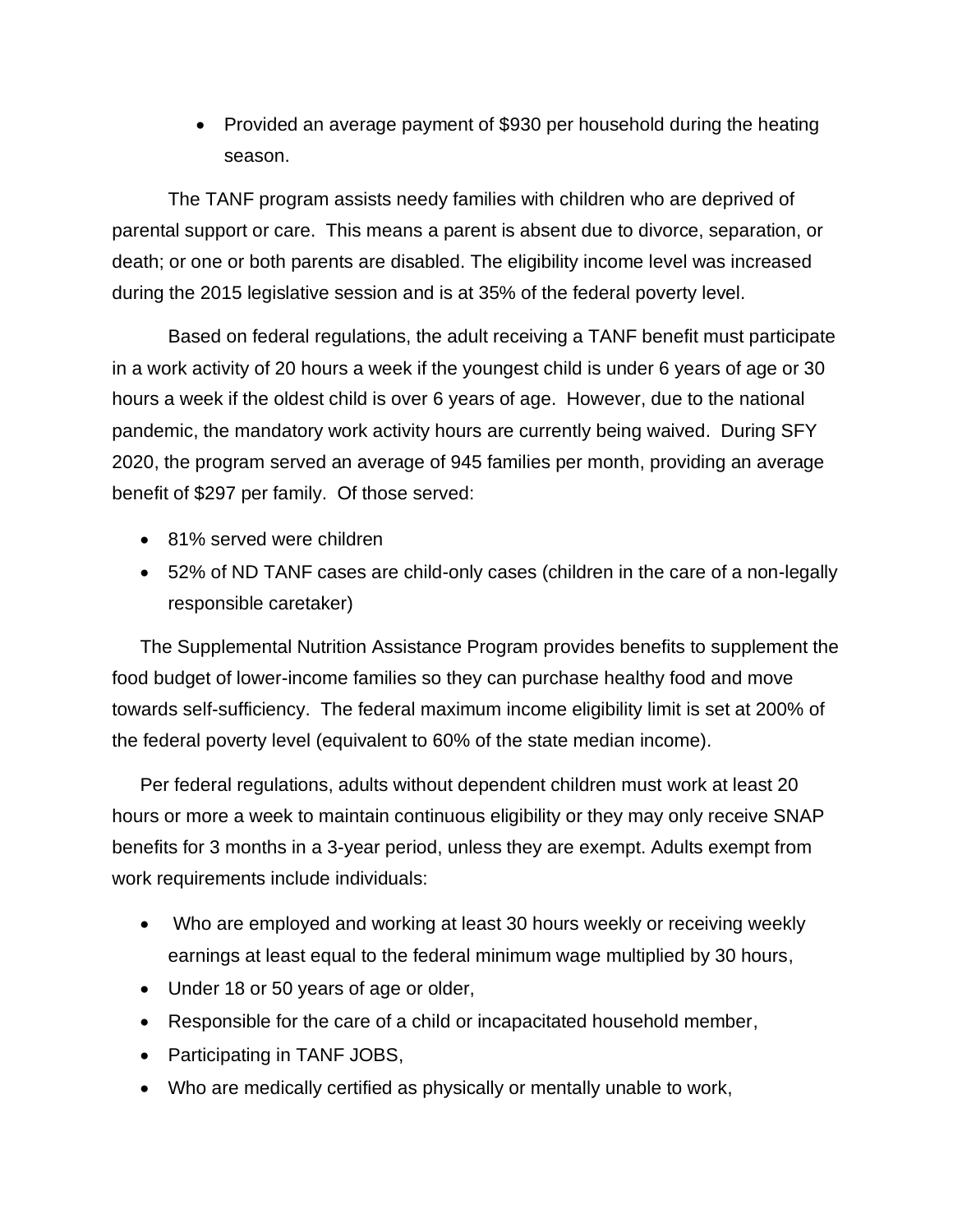- Provided an average payment of $930 per household during the heating season.

The TANF program assists needy families with children who are deprived of parental support or care. This means a parent is absent due to divorce, separation, or death; or one or both parents are disabled. The eligibility income level was increased during the 2015 legislative session and is at 35% of the federal poverty level.

Based on federal regulations, the adult receiving a TANF benefit must participate in a work activity of 20 hours a week if the youngest child is under 6 years of age or 30 hours a week if the oldest child is over 6 years of age. However, due to the national pandemic, the mandatory work activity hours are currently being waived. During SFY 2020, the program served an average of 945 families per month, providing an average benefit of $297 per family. Of those served:

- 81% served were children
- 52% of ND TANF cases are child-only cases (children in the care of a non-legally responsible caretaker)

The Supplemental Nutrition Assistance Program provides benefits to supplement the food budget of lower-income families so they can purchase healthy food and move towards self-sufficiency. The federal maximum income eligibility limit is set at 200% of the federal poverty level (equivalent to 60% of the state median income).

Per federal regulations, adults without dependent children must work at least 20 hours or more a week to maintain continuous eligibility or they may only receive SNAP benefits for 3 months in a 3-year period, unless they are exempt. Adults exempt from work requirements include individuals:

- Who are employed and working at least 30 hours weekly or receiving weekly earnings at least equal to the federal minimum wage multiplied by 30 hours,
- Under 18 or 50 years of age or older,
- Responsible for the care of a child or incapacitated household member,
- Participating in TANF JOBS,
- Who are medically certified as physically or mentally unable to work,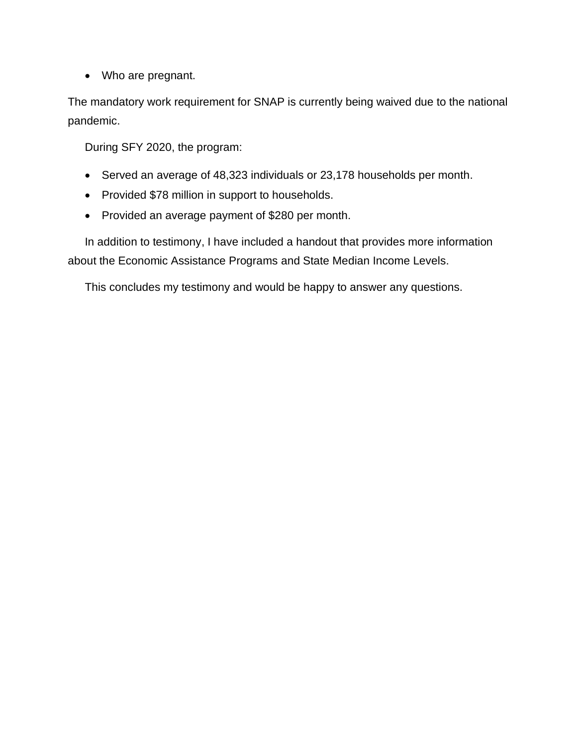- Who are pregnant.

The mandatory work requirement for SNAP is currently being waived due to the national pandemic.

During SFY 2020, the program:

- Served an average of 48,323 individuals or 23,178 households per month.
- Provided $78 million in support to households.
- Provided an average payment of $280 per month.

In addition to testimony, I have included a handout that provides more information about the Economic Assistance Programs and State Median Income Levels.

This concludes my testimony and would be happy to answer any questions.